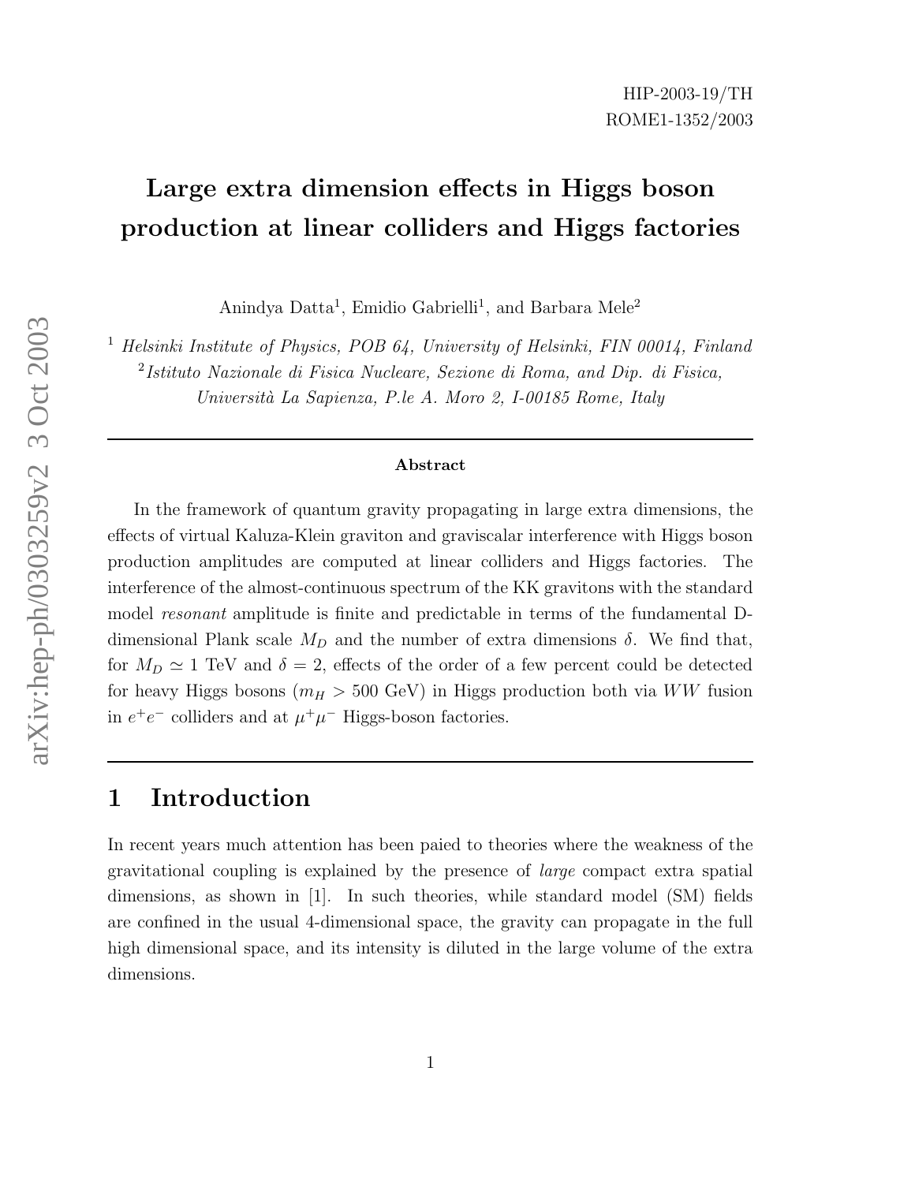HIP-2003-19/TH
ROME1-1352/2003

# Large extra dimension effects in Higgs boson production at linear colliders and Higgs factories

Anindya Datta[1], Emidio Gabrielli[1], and Barbara Mele[2]

[1] *Helsinki Institute of Physics, POB 64, University of Helsinki, FIN 00014, Finland*
[2] *Istituto Nazionale di Fisica Nucleare, Sezione di Roma, and Dip. di Fisica, Università La Sapienza, P.le A. Moro 2, I-00185 Rome, Italy*

---

**Abstract**

In the framework of quantum gravity propagating in large extra dimensions, the effects of virtual Kaluza-Klein graviton and graviscalar interference with Higgs boson production amplitudes are computed at linear colliders and Higgs factories. The interference of the almost-continuous spectrum of the KK gravitons with the standard model *resonant* amplitude is finite and predictable in terms of the fundamental D-dimensional Plank scale $M_D$ and the number of extra dimensions $\delta$. We find that, for $M_D \simeq 1$ TeV and $\delta = 2$, effects of the order of a few percent could be detected for heavy Higgs bosons ($m_H > 500$ GeV) in Higgs production both via $WW$ fusion in $e^+e^-$ colliders and at $\mu^+\mu^-$ Higgs-boson factories.

---

## 1 Introduction

In recent years much attention has been paied to theories where the weakness of the gravitational coupling is explained by the presence of *large* compact extra spatial dimensions, as shown in [1]. In such theories, while standard model (SM) fields are confined in the usual 4-dimensional space, the gravity can propagate in the full high dimensional space, and its intensity is diluted in the large volume of the extra dimensions.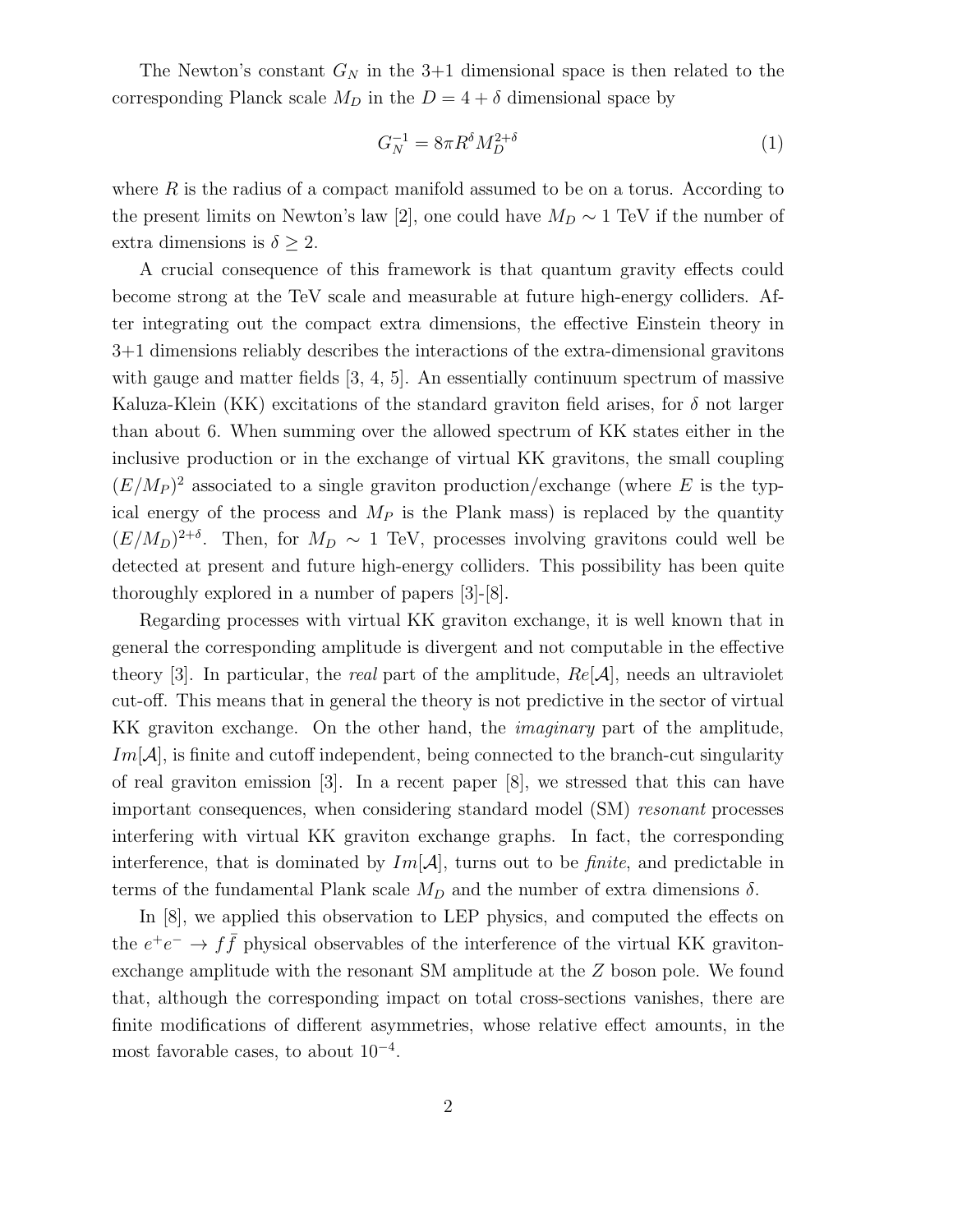The Newton's constant $G_N$ in the 3+1 dimensional space is then related to the corresponding Planck scale $M_D$ in the $D = 4 + \delta$ dimensional space by

$$G_N^{-1} = 8\pi R^\delta M_D^{2+\delta} \tag{1}$$

where $R$ is the radius of a compact manifold assumed to be on a torus. According to the present limits on Newton's law [2], one could have $M_D \sim 1$ TeV if the number of extra dimensions is $\delta \geq 2$.

A crucial consequence of this framework is that quantum gravity effects could become strong at the TeV scale and measurable at future high-energy colliders. After integrating out the compact extra dimensions, the effective Einstein theory in 3+1 dimensions reliably describes the interactions of the extra-dimensional gravitons with gauge and matter fields [3, 4, 5]. An essentially continuum spectrum of massive Kaluza-Klein (KK) excitations of the standard graviton field arises, for $\delta$ not larger than about 6. When summing over the allowed spectrum of KK states either in the inclusive production or in the exchange of virtual KK gravitons, the small coupling $(E/M_P)^2$ associated to a single graviton production/exchange (where $E$ is the typical energy of the process and $M_P$ is the Plank mass) is replaced by the quantity $(E/M_D)^{2+\delta}$. Then, for $M_D \sim 1$ TeV, processes involving gravitons could well be detected at present and future high-energy colliders. This possibility has been quite thoroughly explored in a number of papers [3]-[8].

Regarding processes with virtual KK graviton exchange, it is well known that in general the corresponding amplitude is divergent and not computable in the effective theory [3]. In particular, the *real* part of the amplitude, $Re[\mathcal{A}]$, needs an ultraviolet cut-off. This means that in general the theory is not predictive in the sector of virtual KK graviton exchange. On the other hand, the *imaginary* part of the amplitude, $Im[\mathcal{A}]$, is finite and cutoff independent, being connected to the branch-cut singularity of real graviton emission [3]. In a recent paper [8], we stressed that this can have important consequences, when considering standard model (SM) *resonant* processes interfering with virtual KK graviton exchange graphs. In fact, the corresponding interference, that is dominated by $Im[\mathcal{A}]$, turns out to be *finite*, and predictable in terms of the fundamental Plank scale $M_D$ and the number of extra dimensions $\delta$.

In [8], we applied this observation to LEP physics, and computed the effects on the $e^+e^- \to f\bar{f}$ physical observables of the interference of the virtual KK graviton-exchange amplitude with the resonant SM amplitude at the $Z$ boson pole. We found that, although the corresponding impact on total cross-sections vanishes, there are finite modifications of different asymmetries, whose relative effect amounts, in the most favorable cases, to about $10^{-4}$.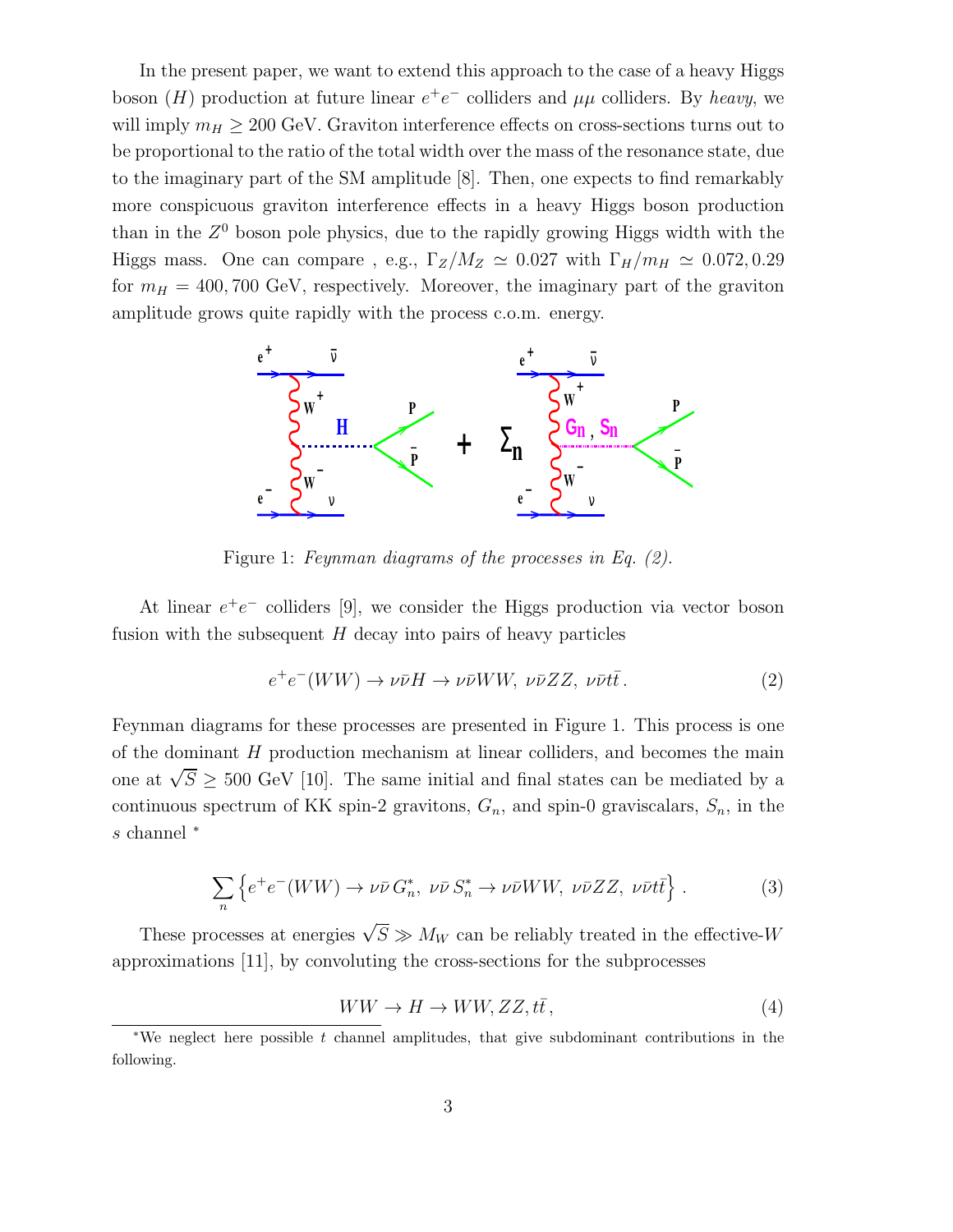In the present paper, we want to extend this approach to the case of a heavy Higgs boson ($H$) production at future linear $e^+e^-$ colliders and $\mu\mu$ colliders. By *heavy*, we will imply $m_H \geq 200$ GeV. Graviton interference effects on cross-sections turns out to be proportional to the ratio of the total width over the mass of the resonance state, due to the imaginary part of the SM amplitude [8]. Then, one expects to find remarkably more conspicuous graviton interference effects in a heavy Higgs boson production than in the $Z^0$ boson pole physics, due to the rapidly growing Higgs width with the Higgs mass. One can compare , e.g., $\Gamma_Z/M_Z \simeq 0.027$ with $\Gamma_H/m_H \simeq 0.072, 0.29$ for $m_H = 400, 700$ GeV, respectively. Moreover, the imaginary part of the graviton amplitude grows quite rapidly with the process c.o.m. energy.

Figure 1: *Feynman diagrams of the processes in Eq. (2).*

At linear $e^+e^-$ colliders [9], we consider the Higgs production via vector boson fusion with the subsequent $H$ decay into pairs of heavy particles

$$e^+e^-(WW) \to \nu\bar{\nu}H \to \nu\bar{\nu}WW,\ \nu\bar{\nu}ZZ,\ \nu\bar{\nu}t\bar{t}\,. \tag{2}$$

Feynman diagrams for these processes are presented in Figure 1. This process is one of the dominant $H$ production mechanism at linear colliders, and becomes the main one at $\sqrt{S} \geq 500$ GeV [10]. The same initial and final states can be mediated by a continuous spectrum of KK spin-2 gravitons, $G_n$, and spin-0 graviscalars, $S_n$, in the $s$ channel *

$$\sum_n \left\{ e^+e^-(WW) \to \nu\bar{\nu}\, G_n^*,\ \nu\bar{\nu}\, S_n^* \to \nu\bar{\nu}WW,\ \nu\bar{\nu}ZZ,\ \nu\bar{\nu}t\bar{t} \right\}. \tag{3}$$

These processes at energies $\sqrt{S} \gg M_W$ can be reliably treated in the effective-$W$ approximations [11], by convoluting the cross-sections for the subprocesses

$$WW \to H \to WW, ZZ, t\bar{t}, \tag{4}$$

*We neglect here possible $t$ channel amplitudes, that give subdominant contributions in the following.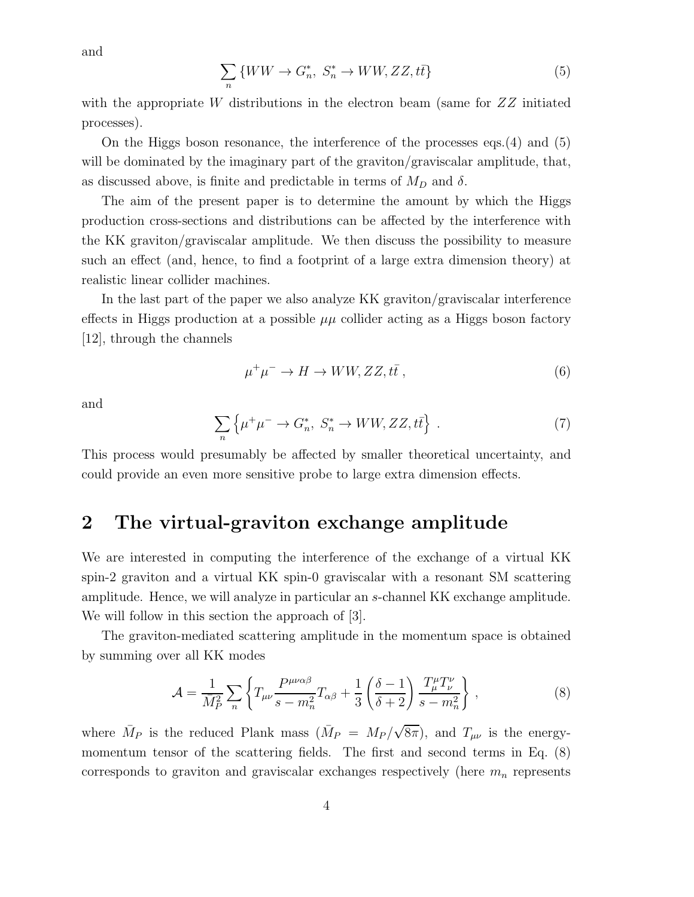and

$$\sum_n \{WW \to G_n^*,\ S_n^* \to WW, ZZ, t\bar{t}\} \tag{5}$$

with the appropriate $W$ distributions in the electron beam (same for $ZZ$ initiated processes).

On the Higgs boson resonance, the interference of the processes eqs.(4) and (5) will be dominated by the imaginary part of the graviton/graviscalar amplitude, that, as discussed above, is finite and predictable in terms of $M_D$ and $\delta$.

The aim of the present paper is to determine the amount by which the Higgs production cross-sections and distributions can be affected by the interference with the KK graviton/graviscalar amplitude. We then discuss the possibility to measure such an effect (and, hence, to find a footprint of a large extra dimension theory) at realistic linear collider machines.

In the last part of the paper we also analyze KK graviton/graviscalar interference effects in Higgs production at a possible $\mu\mu$ collider acting as a Higgs boson factory [12], through the channels

$$\mu^+\mu^- \to H \to WW, ZZ, t\bar{t}\,, \tag{6}$$

and

$$\sum_n \left\{\mu^+\mu^- \to G_n^*,\ S_n^* \to WW, ZZ, t\bar{t}\right\}\ . \tag{7}$$

This process would presumably be affected by smaller theoretical uncertainty, and could provide an even more sensitive probe to large extra dimension effects.

## 2 The virtual-graviton exchange amplitude

We are interested in computing the interference of the exchange of a virtual KK spin-2 graviton and a virtual KK spin-0 graviscalar with a resonant SM scattering amplitude. Hence, we will analyze in particular an $s$-channel KK exchange amplitude. We will follow in this section the approach of [3].

The graviton-mediated scattering amplitude in the momentum space is obtained by summing over all KK modes

$$\mathcal{A} = \frac{1}{\bar{M}_P^2}\sum_n \left\{ T_{\mu\nu}\frac{P^{\mu\nu\alpha\beta}}{s-m_n^2}T_{\alpha\beta} + \frac{1}{3}\left(\frac{\delta-1}{\delta+2}\right)\frac{T_\mu^\mu T_\nu^\nu}{s-m_n^2}\right\}\,, \tag{8}$$

where $\bar{M}_P$ is the reduced Plank mass ($\bar{M}_P = M_P/\sqrt{8\pi}$), and $T_{\mu\nu}$ is the energy-momentum tensor of the scattering fields. The first and second terms in Eq. (8) corresponds to graviton and graviscalar exchanges respectively (here $m_n$ represents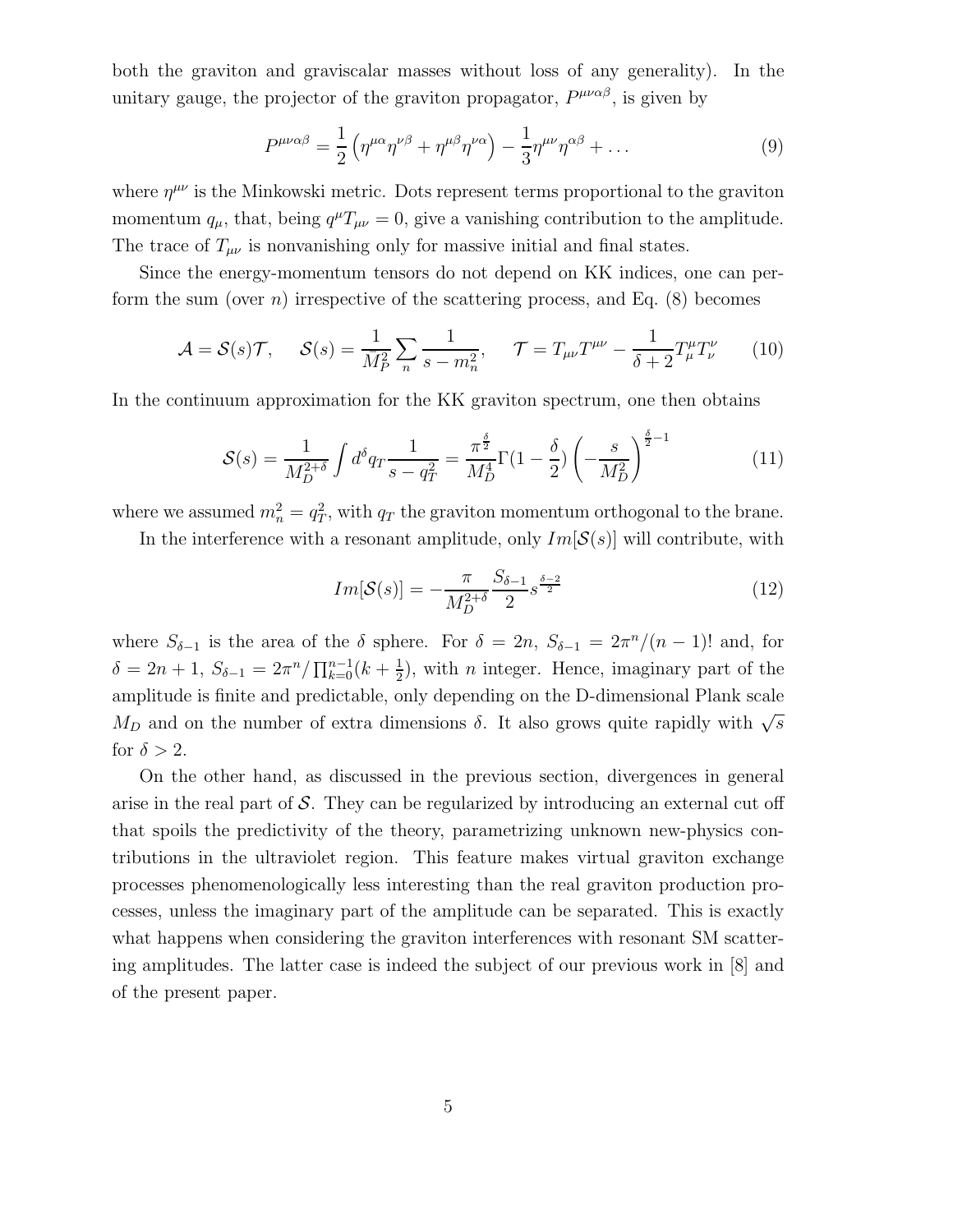both the graviton and graviscalar masses without loss of any generality). In the unitary gauge, the projector of the graviton propagator, $P^{\mu\nu\alpha\beta}$, is given by

$$P^{\mu\nu\alpha\beta} = \frac{1}{2}\left(\eta^{\mu\alpha}\eta^{\nu\beta} + \eta^{\mu\beta}\eta^{\nu\alpha}\right) - \frac{1}{3}\eta^{\mu\nu}\eta^{\alpha\beta} + \ldots \tag{9}$$

where $\eta^{\mu\nu}$ is the Minkowski metric. Dots represent terms proportional to the graviton momentum $q_\mu$, that, being $q^\mu T_{\mu\nu} = 0$, give a vanishing contribution to the amplitude. The trace of $T_{\mu\nu}$ is nonvanishing only for massive initial and final states.

Since the energy-momentum tensors do not depend on KK indices, one can perform the sum (over $n$) irrespective of the scattering process, and Eq. (8) becomes

$$\mathcal{A} = \mathcal{S}(s)\mathcal{T}, \quad \mathcal{S}(s) = \frac{1}{\bar{M}_P^2}\sum_n \frac{1}{s - m_n^2}, \quad \mathcal{T} = T_{\mu\nu}T^{\mu\nu} - \frac{1}{\delta+2}T^\mu_\mu T^\nu_\nu \tag{10}$$

In the continuum approximation for the KK graviton spectrum, one then obtains

$$\mathcal{S}(s) = \frac{1}{M_D^{2+\delta}}\int d^\delta q_T \frac{1}{s - q_T^2} = \frac{\pi^{\frac{\delta}{2}}}{M_D^4}\Gamma(1-\frac{\delta}{2})\left(-\frac{s}{M_D^2}\right)^{\frac{\delta}{2}-1} \tag{11}$$

where we assumed $m_n^2 = q_T^2$, with $q_T$ the graviton momentum orthogonal to the brane.

In the interference with a resonant amplitude, only $Im[\mathcal{S}(s)]$ will contribute, with

$$Im[\mathcal{S}(s)] = -\frac{\pi}{M_D^{2+\delta}}\frac{S_{\delta-1}}{2}s^{\frac{\delta-2}{2}} \tag{12}$$

where $S_{\delta-1}$ is the area of the $\delta$ sphere. For $\delta = 2n$, $S_{\delta-1} = 2\pi^n/(n-1)!$ and, for $\delta = 2n+1$, $S_{\delta-1} = 2\pi^n/\prod_{k=0}^{n-1}(k+\frac{1}{2})$, with $n$ integer. Hence, imaginary part of the amplitude is finite and predictable, only depending on the D-dimensional Plank scale $M_D$ and on the number of extra dimensions $\delta$. It also grows quite rapidly with $\sqrt{s}$ for $\delta > 2$.

On the other hand, as discussed in the previous section, divergences in general arise in the real part of $\mathcal{S}$. They can be regularized by introducing an external cut off that spoils the predictivity of the theory, parametrizing unknown new-physics contributions in the ultraviolet region. This feature makes virtual graviton exchange processes phenomenologically less interesting than the real graviton production processes, unless the imaginary part of the amplitude can be separated. This is exactly what happens when considering the graviton interferences with resonant SM scattering amplitudes. The latter case is indeed the subject of our previous work in [8] and of the present paper.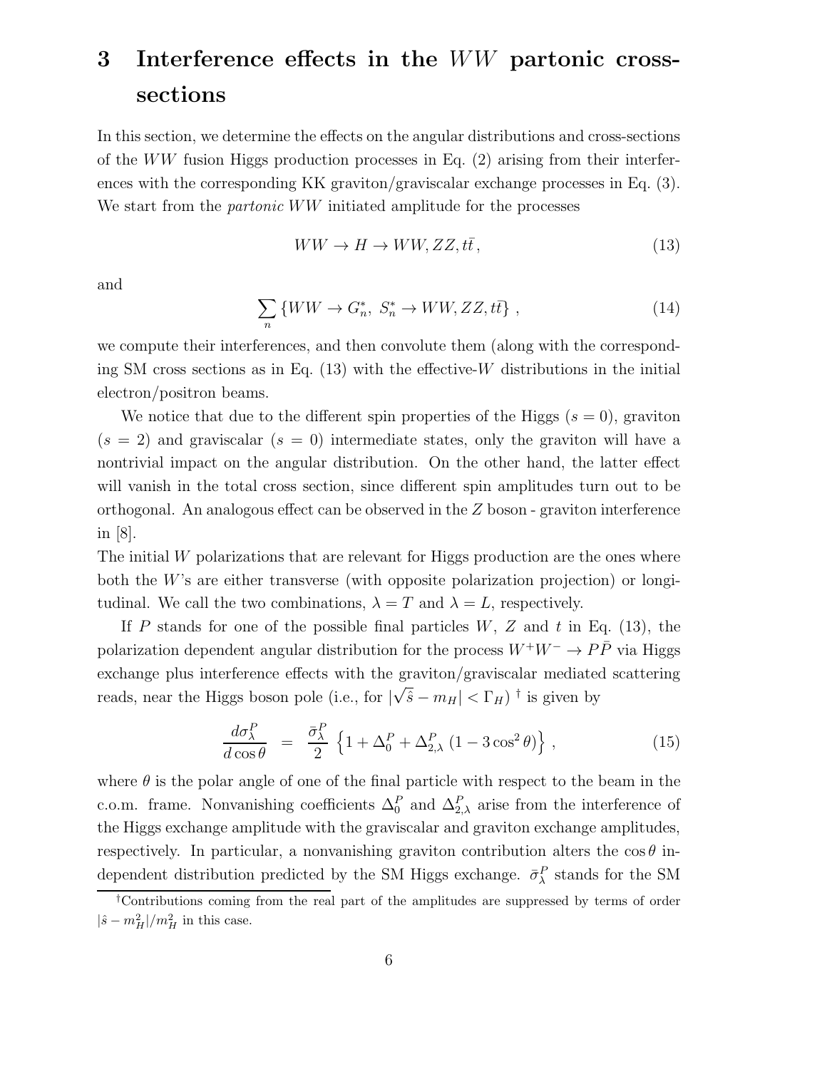# 3 Interference effects in the $WW$ partonic cross-sections

In this section, we determine the effects on the angular distributions and cross-sections of the $WW$ fusion Higgs production processes in Eq. (2) arising from their interferences with the corresponding KK graviton/graviscalar exchange processes in Eq. (3). We start from the *partonic* $WW$ initiated amplitude for the processes

$$
WW \to H \to WW, ZZ, t\bar{t}\,, \tag{13}
$$

and

$$
\sum_n \left\{ WW \to G_n^*,\ S_n^* \to WW, ZZ, t\bar{t} \right\}\,, \tag{14}
$$

we compute their interferences, and then convolute them (along with the corresponding SM cross sections as in Eq. (13) with the effective-$W$ distributions in the initial electron/positron beams.

We notice that due to the different spin properties of the Higgs ($s = 0$), graviton ($s = 2$) and graviscalar ($s = 0$) intermediate states, only the graviton will have a nontrivial impact on the angular distribution. On the other hand, the latter effect will vanish in the total cross section, since different spin amplitudes turn out to be orthogonal. An analogous effect can be observed in the $Z$ boson - graviton interference in [8].
The initial $W$ polarizations that are relevant for Higgs production are the ones where both the $W$'s are either transverse (with opposite polarization projection) or longitudinal. We call the two combinations, $\lambda = T$ and $\lambda = L$, respectively.

If $P$ stands for one of the possible final particles $W$, $Z$ and $t$ in Eq. (13), the polarization dependent angular distribution for the process $W^+W^- \to P\bar{P}$ via Higgs exchange plus interference effects with the graviton/graviscalar mediated scattering reads, near the Higgs boson pole (i.e., for $|\sqrt{\hat{s}} - m_H| < \Gamma_H$) [†] is given by

$$
\frac{d\sigma_\lambda^P}{d\cos\theta} \;=\; \frac{\bar{\sigma}_\lambda^P}{2}\,\left\{ 1 + \Delta_0^P + \Delta_{2,\lambda}^P\,(1 - 3\cos^2\theta) \right\}\,, \tag{15}
$$

where $\theta$ is the polar angle of one of the final particle with respect to the beam in the c.o.m. frame. Nonvanishing coefficients $\Delta_0^P$ and $\Delta_{2,\lambda}^P$ arise from the interference of the Higgs exchange amplitude with the graviscalar and graviton exchange amplitudes, respectively. In particular, a nonvanishing graviton contribution alters the $\cos\theta$ independent distribution predicted by the SM Higgs exchange. $\bar{\sigma}_\lambda^P$ stands for the SM

[†] Contributions coming from the real part of the amplitudes are suppressed by terms of order $|\hat{s} - m_H^2|/m_H^2$ in this case.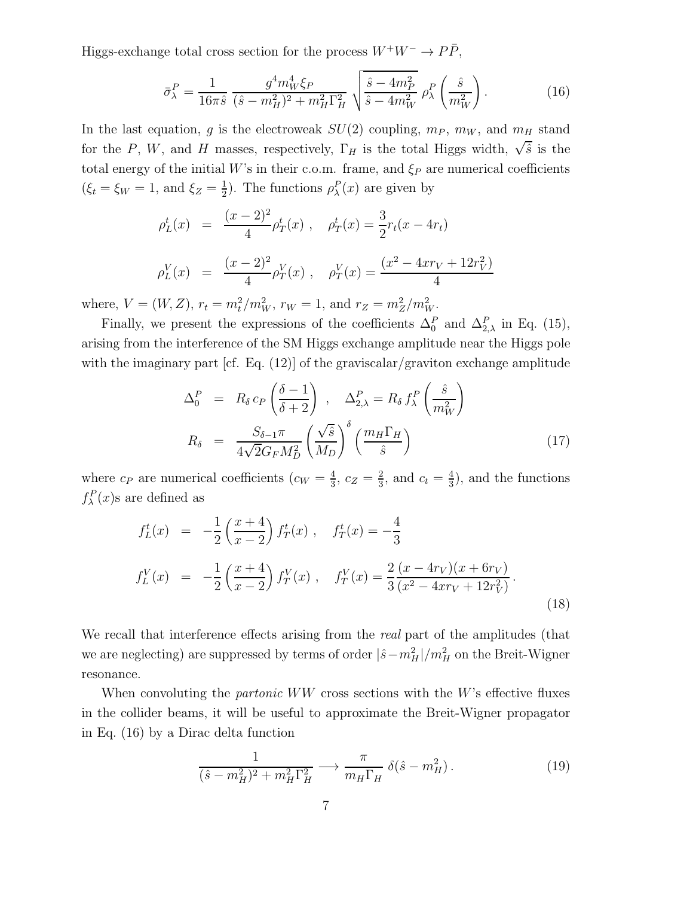Higgs-exchange total cross section for the process $W^+W^- \to P\bar{P}$,

$$\bar{\sigma}^P_\lambda = \frac{1}{16\pi\hat{s}}\,\frac{g^4 m_W^4 \xi_P}{(\hat{s}-m_H^2)^2 + m_H^2\Gamma_H^2}\,\sqrt{\frac{\hat{s}-4m_P^2}{\hat{s}-4m_W^2}}\;\rho^P_\lambda\left(\frac{\hat{s}}{m_W^2}\right). \tag{16}$$

In the last equation, $g$ is the electroweak $SU(2)$ coupling, $m_P$, $m_W$, and $m_H$ stand for the $P$, $W$, and $H$ masses, respectively, $\Gamma_H$ is the total Higgs width, $\sqrt{\hat{s}}$ is the total energy of the initial $W$'s in their c.o.m. frame, and $\xi_P$ are numerical coefficients ($\xi_t = \xi_W = 1$, and $\xi_Z = \frac{1}{2}$). The functions $\rho^P_\lambda(x)$ are given by

$$\begin{aligned}
\rho^t_L(x) &= \frac{(x-2)^2}{4}\rho^t_T(x)\ , \quad \rho^t_T(x) = \frac{3}{2}r_t(x-4r_t) \\
\rho^V_L(x) &= \frac{(x-2)^2}{4}\rho^V_T(x)\ , \quad \rho^V_T(x) = \frac{(x^2-4xr_V+12r_V^2)}{4}
\end{aligned}$$

where, $V=(W,Z)$, $r_t = m_t^2/m_W^2$, $r_W = 1$, and $r_Z = m_Z^2/m_W^2$.

Finally, we present the expressions of the coefficients $\Delta^P_0$ and $\Delta^P_{2,\lambda}$ in Eq. (15), arising from the interference of the SM Higgs exchange amplitude near the Higgs pole with the imaginary part [cf. Eq. (12)] of the graviscalar/graviton exchange amplitude

$$\begin{aligned}
\Delta^P_0 &= R_\delta\, c_P\left(\frac{\delta-1}{\delta+2}\right)\ , \quad \Delta^P_{2,\lambda} = R_\delta\, f^P_\lambda\left(\frac{\hat{s}}{m_W^2}\right) \\
R_\delta &= \frac{S_{\delta-1}\pi}{4\sqrt{2}G_F M_D^2}\left(\frac{\sqrt{\hat{s}}}{M_D}\right)^\delta\left(\frac{m_H\Gamma_H}{\hat{s}}\right)
\end{aligned} \tag{17}$$

where $c_P$ are numerical coefficients ($c_W = \frac{4}{3}$, $c_Z = \frac{2}{3}$, and $c_t = \frac{4}{3}$), and the functions $f^P_\lambda(x)$s are defined as

$$\begin{aligned}
f^t_L(x) &= -\frac{1}{2}\left(\frac{x+4}{x-2}\right)f^t_T(x)\ , \quad f^t_T(x) = -\frac{4}{3} \\
f^V_L(x) &= -\frac{1}{2}\left(\frac{x+4}{x-2}\right)f^V_T(x)\ , \quad f^V_T(x) = \frac{2}{3}\frac{(x-4r_V)(x+6r_V)}{(x^2-4xr_V+12r_V^2)}\,.
\end{aligned} \tag{18}$$

We recall that interference effects arising from the *real* part of the amplitudes (that we are neglecting) are suppressed by terms of order $|\hat{s}-m_H^2|/m_H^2$ on the Breit-Wigner resonance.

When convoluting the *partonic* $WW$ cross sections with the $W$'s effective fluxes in the collider beams, it will be useful to approximate the Breit-Wigner propagator in Eq. (16) by a Dirac delta function

$$\frac{1}{(\hat{s}-m_H^2)^2 + m_H^2\Gamma_H^2} \longrightarrow \frac{\pi}{m_H\Gamma_H}\,\delta(\hat{s}-m_H^2)\,. \tag{19}$$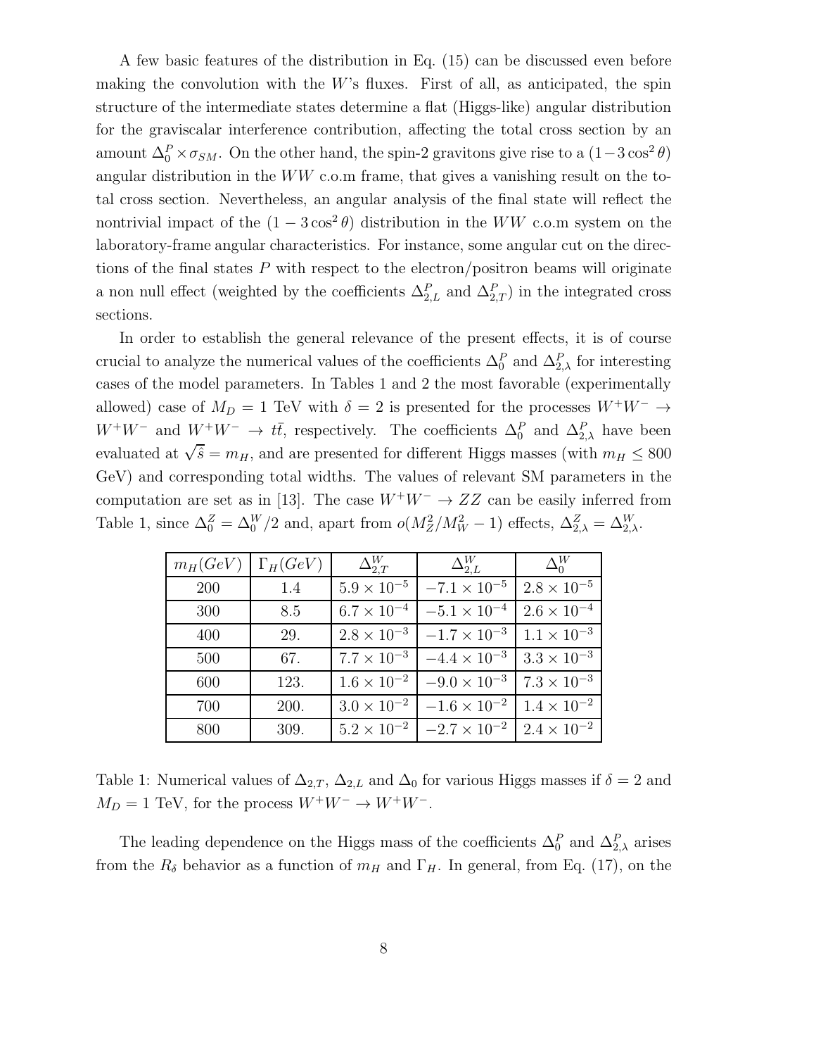A few basic features of the distribution in Eq. (15) can be discussed even before making the convolution with the $W$'s fluxes. First of all, as anticipated, the spin structure of the intermediate states determine a flat (Higgs-like) angular distribution for the graviscalar interference contribution, affecting the total cross section by an amount $\Delta_0^P \times \sigma_{SM}$. On the other hand, the spin-2 gravitons give rise to a $(1-3\cos^2\theta)$ angular distribution in the $WW$ c.o.m frame, that gives a vanishing result on the total cross section. Nevertheless, an angular analysis of the final state will reflect the nontrivial impact of the $(1-3\cos^2\theta)$ distribution in the $WW$ c.o.m system on the laboratory-frame angular characteristics. For instance, some angular cut on the directions of the final states $P$ with respect to the electron/positron beams will originate a non null effect (weighted by the coefficients $\Delta_{2,L}^P$ and $\Delta_{2,T}^P$) in the integrated cross sections.

In order to establish the general relevance of the present effects, it is of course crucial to analyze the numerical values of the coefficients $\Delta_0^P$ and $\Delta_{2,\lambda}^P$ for interesting cases of the model parameters. In Tables 1 and 2 the most favorable (experimentally allowed) case of $M_D = 1$ TeV with $\delta = 2$ is presented for the processes $W^+W^- \to W^+W^-$ and $W^+W^- \to t\bar{t}$, respectively. The coefficients $\Delta_0^P$ and $\Delta_{2,\lambda}^P$ have been evaluated at $\sqrt{\hat{s}} = m_H$, and are presented for different Higgs masses (with $m_H \leq 800$ GeV) and corresponding total widths. The values of relevant SM parameters in the computation are set as in [13]. The case $W^+W^- \to ZZ$ can be easily inferred from Table 1, since $\Delta_0^Z = \Delta_0^W/2$ and, apart from $o(M_Z^2/M_W^2 - 1)$ effects, $\Delta_{2,\lambda}^Z = \Delta_{2,\lambda}^W$.

| $m_H(GeV)$ | $\Gamma_H(GeV)$ | $\Delta_{2,T}^W$ | $\Delta_{2,L}^W$ | $\Delta_0^W$ |
|---|---|---|---|---|
| 200 | 1.4 | $5.9 \times 10^{-5}$ | $-7.1 \times 10^{-5}$ | $2.8 \times 10^{-5}$ |
| 300 | 8.5 | $6.7 \times 10^{-4}$ | $-5.1 \times 10^{-4}$ | $2.6 \times 10^{-4}$ |
| 400 | 29. | $2.8 \times 10^{-3}$ | $-1.7 \times 10^{-3}$ | $1.1 \times 10^{-3}$ |
| 500 | 67. | $7.7 \times 10^{-3}$ | $-4.4 \times 10^{-3}$ | $3.3 \times 10^{-3}$ |
| 600 | 123. | $1.6 \times 10^{-2}$ | $-9.0 \times 10^{-3}$ | $7.3 \times 10^{-3}$ |
| 700 | 200. | $3.0 \times 10^{-2}$ | $-1.6 \times 10^{-2}$ | $1.4 \times 10^{-2}$ |
| 800 | 309. | $5.2 \times 10^{-2}$ | $-2.7 \times 10^{-2}$ | $2.4 \times 10^{-2}$ |

Table 1: Numerical values of $\Delta_{2,T}$, $\Delta_{2,L}$ and $\Delta_0$ for various Higgs masses if $\delta = 2$ and $M_D = 1$ TeV, for the process $W^+W^- \to W^+W^-$.

The leading dependence on the Higgs mass of the coefficients $\Delta_0^P$ and $\Delta_{2,\lambda}^P$ arises from the $R_\delta$ behavior as a function of $m_H$ and $\Gamma_H$. In general, from Eq. (17), on the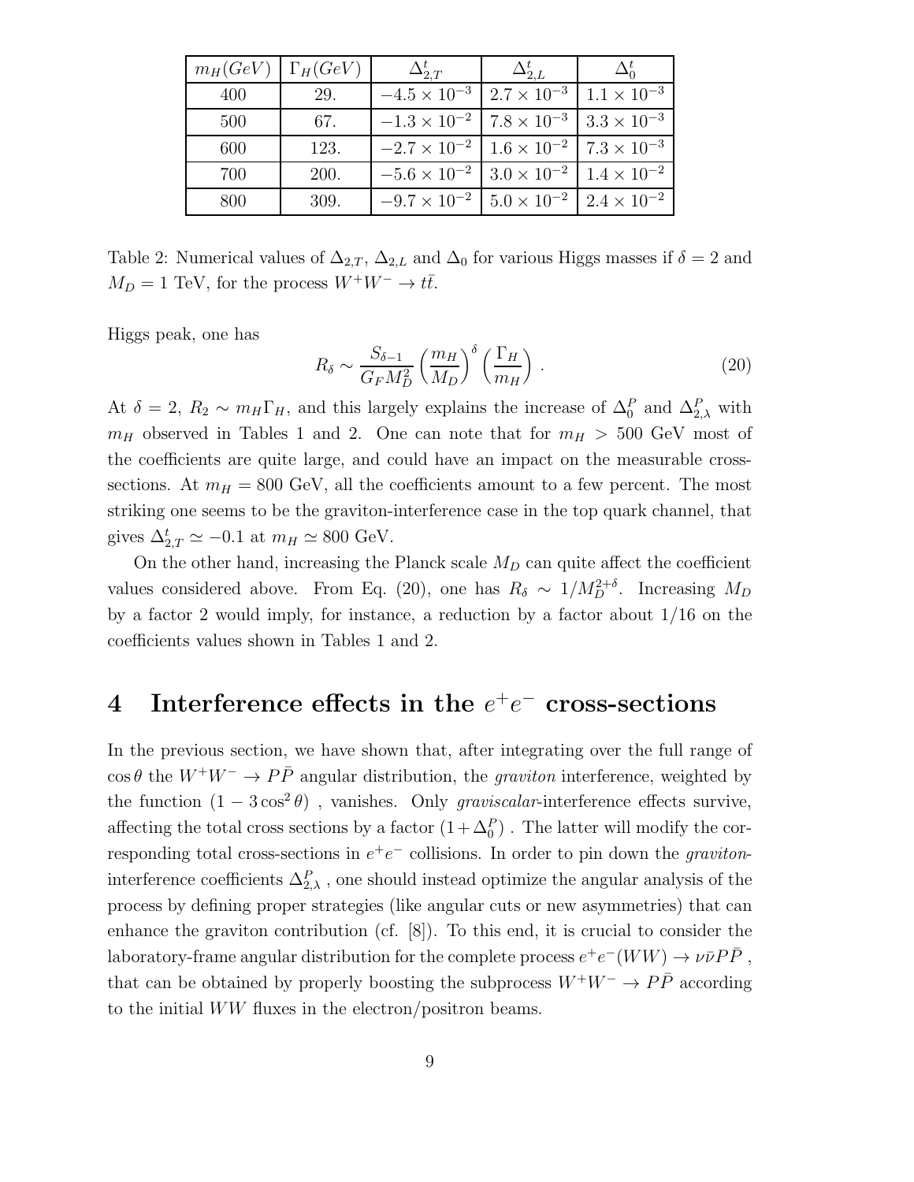| $m_H(GeV)$ | $\Gamma_H(GeV)$ | $\Delta^t_{2,T}$ | $\Delta^t_{2,L}$ | $\Delta^t_0$ |
|---|---|---|---|---|
| 400 | 29. | $-4.5 \times 10^{-3}$ | $2.7 \times 10^{-3}$ | $1.1 \times 10^{-3}$ |
| 500 | 67. | $-1.3 \times 10^{-2}$ | $7.8 \times 10^{-3}$ | $3.3 \times 10^{-3}$ |
| 600 | 123. | $-2.7 \times 10^{-2}$ | $1.6 \times 10^{-2}$ | $7.3 \times 10^{-3}$ |
| 700 | 200. | $-5.6 \times 10^{-2}$ | $3.0 \times 10^{-2}$ | $1.4 \times 10^{-2}$ |
| 800 | 309. | $-9.7 \times 10^{-2}$ | $5.0 \times 10^{-2}$ | $2.4 \times 10^{-2}$ |

Table 2: Numerical values of $\Delta_{2,T}$, $\Delta_{2,L}$ and $\Delta_0$ for various Higgs masses if $\delta = 2$ and $M_D = 1$ TeV, for the process $W^+W^- \to t\bar{t}$.

Higgs peak, one has

$$R_\delta \sim \frac{S_{\delta-1}}{G_F M_D^2} \left(\frac{m_H}{M_D}\right)^\delta \left(\frac{\Gamma_H}{m_H}\right) . \tag{20}$$

At $\delta = 2$, $R_2 \sim m_H \Gamma_H$, and this largely explains the increase of $\Delta_0^P$ and $\Delta_{2,\lambda}^P$ with $m_H$ observed in Tables 1 and 2. One can note that for $m_H > 500$ GeV most of the coefficients are quite large, and could have an impact on the measurable cross-sections. At $m_H = 800$ GeV, all the coefficients amount to a few percent. The most striking one seems to be the graviton-interference case in the top quark channel, that gives $\Delta_{2,T}^t \simeq -0.1$ at $m_H \simeq 800$ GeV.

On the other hand, increasing the Planck scale $M_D$ can quite affect the coefficient values considered above. From Eq. (20), one has $R_\delta \sim 1/M_D^{2+\delta}$. Increasing $M_D$ by a factor 2 would imply, for instance, a reduction by a factor about 1/16 on the coefficients values shown in Tables 1 and 2.

## 4 Interference effects in the $e^+e^-$ cross-sections

In the previous section, we have shown that, after integrating over the full range of $\cos\theta$ the $W^+W^- \to P\bar{P}$ angular distribution, the *graviton* interference, weighted by the function $(1 - 3\cos^2\theta)$ , vanishes. Only *graviscalar*-interference effects survive, affecting the total cross sections by a factor $(1 + \Delta_0^P)$ . The latter will modify the corresponding total cross-sections in $e^+e^-$ collisions. In order to pin down the *graviton*-interference coefficients $\Delta_{2,\lambda}^P$ , one should instead optimize the angular analysis of the process by defining proper strategies (like angular cuts or new asymmetries) that can enhance the graviton contribution (cf. [8]). To this end, it is crucial to consider the laboratory-frame angular distribution for the complete process $e^+e^-(WW) \to \nu\bar{\nu}P\bar{P}$ , that can be obtained by properly boosting the subprocess $W^+W^- \to P\bar{P}$ according to the initial $WW$ fluxes in the electron/positron beams.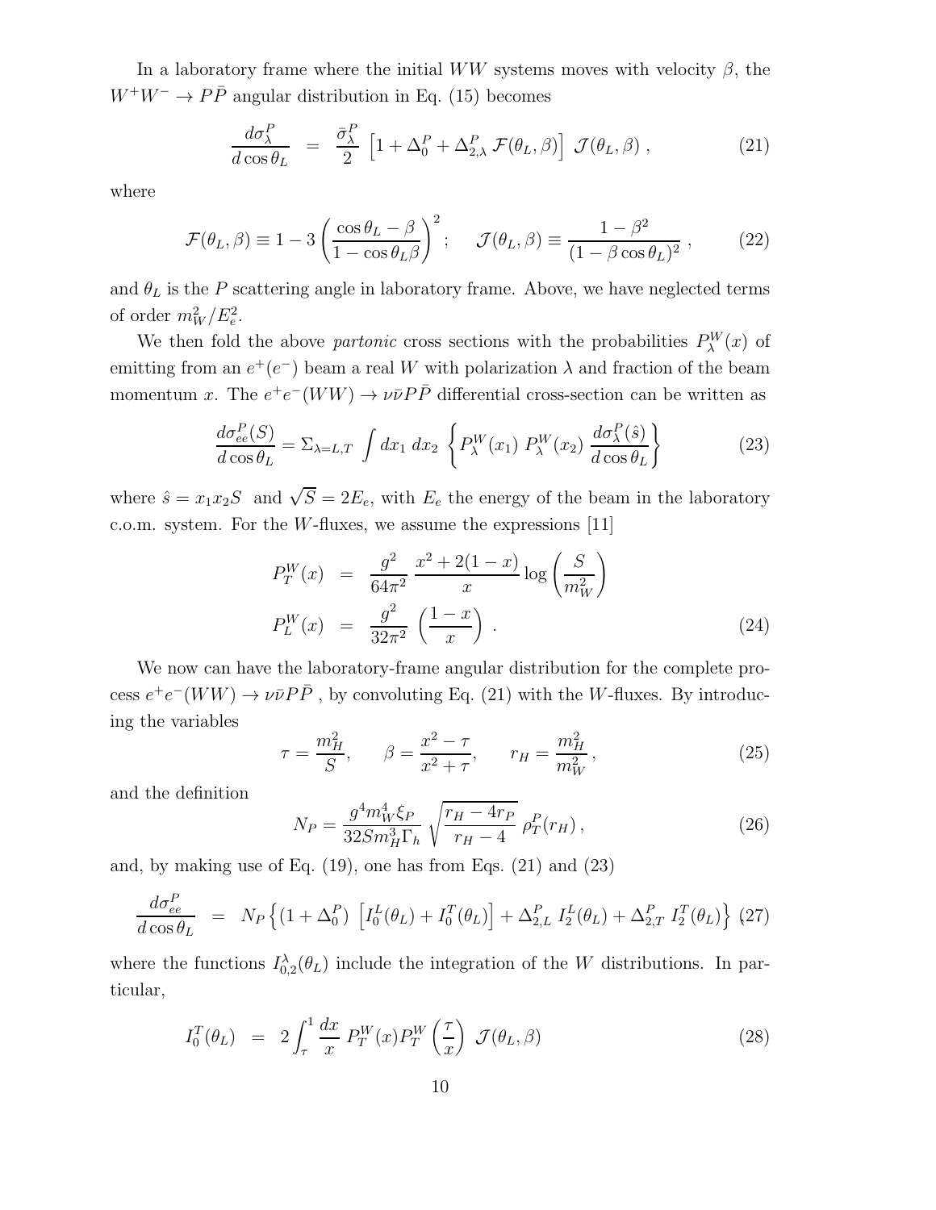In a laboratory frame where the initial $WW$ systems moves with velocity $\beta$, the $W^+W^- \to P\bar{P}$ angular distribution in Eq. (15) becomes

$$\frac{d\sigma^P_\lambda}{d\cos\theta_L} = \frac{\bar{\sigma}^P_\lambda}{2} \left[1 + \Delta^P_0 + \Delta^P_{2,\lambda}\, \mathcal{F}(\theta_L, \beta)\right] \mathcal{J}(\theta_L, \beta) \,, \tag{21}$$

where

$$\mathcal{F}(\theta_L, \beta) \equiv 1 - 3\left(\frac{\cos\theta_L - \beta}{1 - \cos\theta_L \beta}\right)^2 ; \quad \mathcal{J}(\theta_L, \beta) \equiv \frac{1-\beta^2}{(1-\beta\cos\theta_L)^2} \,, \tag{22}$$

and $\theta_L$ is the $P$ scattering angle in laboratory frame. Above, we have neglected terms of order $m_W^2/E_e^2$.

We then fold the above *partonic* cross sections with the probabilities $P^W_\lambda(x)$ of emitting from an $e^+(e^-)$ beam a real $W$ with polarization $\lambda$ and fraction of the beam momentum $x$. The $e^+e^-(WW) \to \nu\bar{\nu}P\bar{P}$ differential cross-section can be written as

$$\frac{d\sigma^P_{ee}(S)}{d\cos\theta_L} = \Sigma_{\lambda=L,T} \int dx_1\, dx_2 \left\{ P^W_\lambda(x_1)\, P^W_\lambda(x_2)\, \frac{d\sigma^P_\lambda(\hat{s})}{d\cos\theta_L} \right\} \tag{23}$$

where $\hat{s} = x_1 x_2 S$ and $\sqrt{S} = 2E_e$, with $E_e$ the energy of the beam in the laboratory c.o.m. system. For the $W$-fluxes, we assume the expressions [11]

$$\begin{aligned}
P^W_T(x) &= \frac{g^2}{64\pi^2}\, \frac{x^2 + 2(1-x)}{x} \log\left(\frac{S}{m_W^2}\right) \\
P^W_L(x) &= \frac{g^2}{32\pi^2} \left(\frac{1-x}{x}\right) .
\end{aligned} \tag{24}$$

We now can have the laboratory-frame angular distribution for the complete process $e^+e^-(WW) \to \nu\bar{\nu}P\bar{P}$ , by convoluting Eq. (21) with the $W$-fluxes. By introducing the variables

$$\tau = \frac{m_H^2}{S}, \qquad \beta = \frac{x^2 - \tau}{x^2 + \tau}, \qquad r_H = \frac{m_H^2}{m_W^2} \,, \tag{25}$$

and the definition

$$N_P = \frac{g^4 m_W^4 \xi_P}{32 S m_H^3 \Gamma_h} \sqrt{\frac{r_H - 4r_P}{r_H - 4}}\, \rho^P_T(r_H) \,, \tag{26}$$

and, by making use of Eq. (19), one has from Eqs. (21) and (23)

$$\frac{d\sigma^P_{ee}}{d\cos\theta_L} = N_P \left\{ \left(1 + \Delta^P_0\right) \left[I^L_0(\theta_L) + I^T_0(\theta_L)\right] + \Delta^P_{2,L}\, I^L_2(\theta_L) + \Delta^P_{2,T}\, I^T_2(\theta_L) \right\} \tag{27}$$

where the functions $I^\lambda_{0,2}(\theta_L)$ include the integration of the $W$ distributions. In particular,

$$I^T_0(\theta_L) = 2\int_\tau^1 \frac{dx}{x}\, P^W_T(x) P^W_T\left(\frac{\tau}{x}\right)\, \mathcal{J}(\theta_L, \beta) \tag{28}$$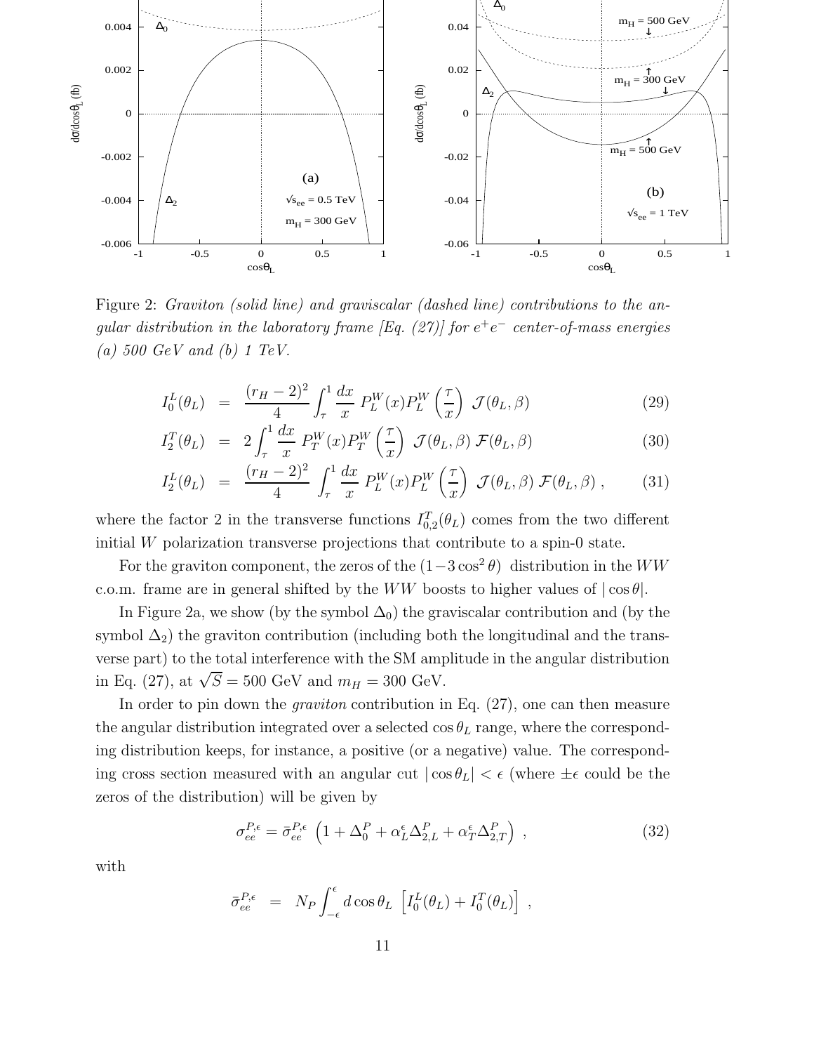Figure 2: *Graviton (solid line) and graviscalar (dashed line) contributions to the angular distribution in the laboratory frame [Eq. (27)] for $e^+e^-$ center-of-mass energies (a) 500 GeV and (b) 1 TeV.*

$$
\begin{aligned}
I_0^L(\theta_L) &= \frac{(r_H-2)^2}{4}\int_\tau^1 \frac{dx}{x}\, P_L^W(x) P_L^W\left(\frac{\tau}{x}\right)\, \mathcal{J}(\theta_L,\beta) & (29)\\
I_2^T(\theta_L) &= 2\int_\tau^1 \frac{dx}{x}\, P_T^W(x) P_T^W\left(\frac{\tau}{x}\right)\, \mathcal{J}(\theta_L,\beta)\, \mathcal{F}(\theta_L,\beta) & (30)\\
I_2^L(\theta_L) &= \frac{(r_H-2)^2}{4}\int_\tau^1 \frac{dx}{x}\, P_L^W(x) P_L^W\left(\frac{\tau}{x}\right)\, \mathcal{J}(\theta_L,\beta)\, \mathcal{F}(\theta_L,\beta)\,, & (31)
\end{aligned}
$$

where the factor 2 in the transverse functions $I_{0,2}^T(\theta_L)$ comes from the two different initial $W$ polarization transverse projections that contribute to a spin-0 state.

For the graviton component, the zeros of the $(1-3\cos^2\theta)$ distribution in the $WW$ c.o.m. frame are in general shifted by the $WW$ boosts to higher values of $|\cos\theta|$.

In Figure 2a, we show (by the symbol $\Delta_0$) the graviscalar contribution and (by the symbol $\Delta_2$) the graviton contribution (including both the longitudinal and the transverse part) to the total interference with the SM amplitude in the angular distribution in Eq. (27), at $\sqrt{S}=500$ GeV and $m_H=300$ GeV.

In order to pin down the *graviton* contribution in Eq. (27), one can then measure the angular distribution integrated over a selected $\cos\theta_L$ range, where the corresponding distribution keeps, for instance, a positive (or a negative) value. The corresponding cross section measured with an angular cut $|\cos\theta_L|<\epsilon$ (where $\pm\epsilon$ could be the zeros of the distribution) will be given by

$$
\sigma_{ee}^{P,\epsilon} = \bar{\sigma}_{ee}^{P,\epsilon}\,\left(1+\Delta_0^P+\alpha_L^\epsilon\Delta_{2,L}^P+\alpha_T^\epsilon\Delta_{2,T}^P\right)\,, \qquad (32)
$$

with

$$
\bar{\sigma}_{ee}^{P,\epsilon} \;=\; N_P\int_{-\epsilon}^{\epsilon} d\cos\theta_L\,\left[I_0^L(\theta_L)+I_0^T(\theta_L)\right]\,,
$$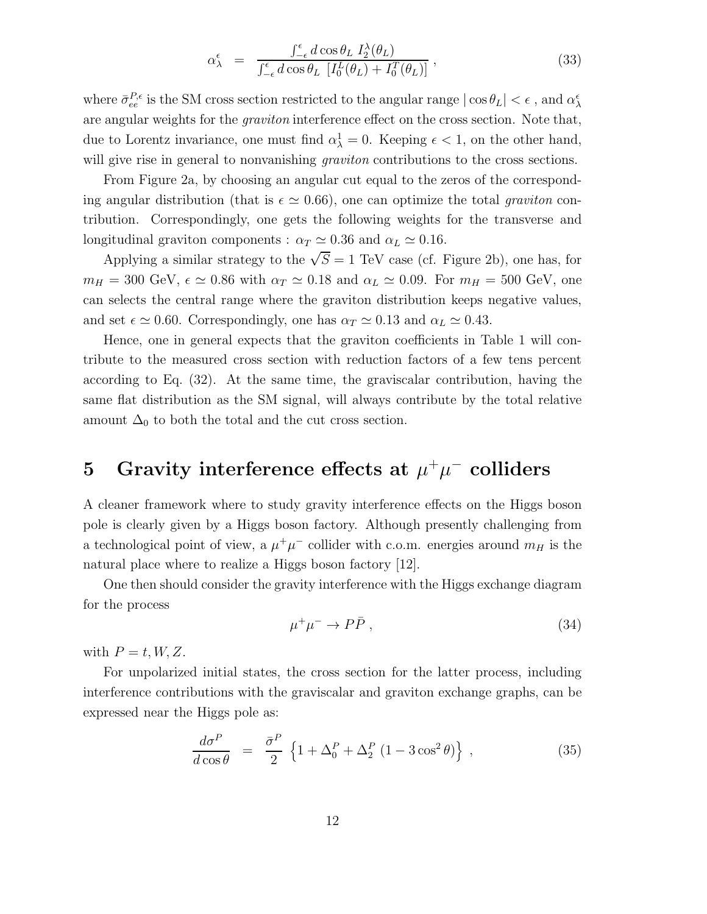$$
\alpha_\lambda^\epsilon \;\; = \;\; \frac{\int_{-\epsilon}^{\epsilon} d\cos\theta_L \; I_2^\lambda(\theta_L)}{\int_{-\epsilon}^{\epsilon} d\cos\theta_L \; \left[I_0^L(\theta_L) + I_0^T(\theta_L)\right]} \; , \tag{33}
$$

where $\bar{\sigma}_{ee}^{P,\epsilon}$ is the SM cross section restricted to the angular range $|\cos\theta_L| < \epsilon$ , and $\alpha_\lambda^\epsilon$ are angular weights for the *graviton* interference effect on the cross section. Note that, due to Lorentz invariance, one must find $\alpha_\lambda^1 = 0$. Keeping $\epsilon < 1$, on the other hand, will give rise in general to nonvanishing *graviton* contributions to the cross sections.

From Figure 2a, by choosing an angular cut equal to the zeros of the corresponding angular distribution (that is $\epsilon \simeq 0.66$), one can optimize the total *graviton* contribution. Correspondingly, one gets the following weights for the transverse and longitudinal graviton components : $\alpha_T \simeq 0.36$ and $\alpha_L \simeq 0.16$.

Applying a similar strategy to the $\sqrt{S} = 1$ TeV case (cf. Figure 2b), one has, for $m_H = 300$ GeV, $\epsilon \simeq 0.86$ with $\alpha_T \simeq 0.18$ and $\alpha_L \simeq 0.09$. For $m_H = 500$ GeV, one can selects the central range where the graviton distribution keeps negative values, and set $\epsilon \simeq 0.60$. Correspondingly, one has $\alpha_T \simeq 0.13$ and $\alpha_L \simeq 0.43$.

Hence, one in general expects that the graviton coefficients in Table 1 will contribute to the measured cross section with reduction factors of a few tens percent according to Eq. (32). At the same time, the graviscalar contribution, having the same flat distribution as the SM signal, will always contribute by the total relative amount $\Delta_0$ to both the total and the cut cross section.

# 5 Gravity interference effects at $\mu^+\mu^-$ colliders

A cleaner framework where to study gravity interference effects on the Higgs boson pole is clearly given by a Higgs boson factory. Although presently challenging from a technological point of view, a $\mu^+\mu^-$ collider with c.o.m. energies around $m_H$ is the natural place where to realize a Higgs boson factory [12].

One then should consider the gravity interference with the Higgs exchange diagram for the process

$$
\mu^+\mu^- \to P\bar{P} \; , \tag{34}
$$

with $P = t, W, Z$.

For unpolarized initial states, the cross section for the latter process, including interference contributions with the graviscalar and graviton exchange graphs, can be expressed near the Higgs pole as:

$$
\frac{d\sigma^P}{d\cos\theta} \;\; = \;\; \frac{\bar{\sigma}^P}{2} \; \left\{1 + \Delta_0^P + \Delta_2^P \; (1 - 3\cos^2\theta)\right\} \; , \tag{35}
$$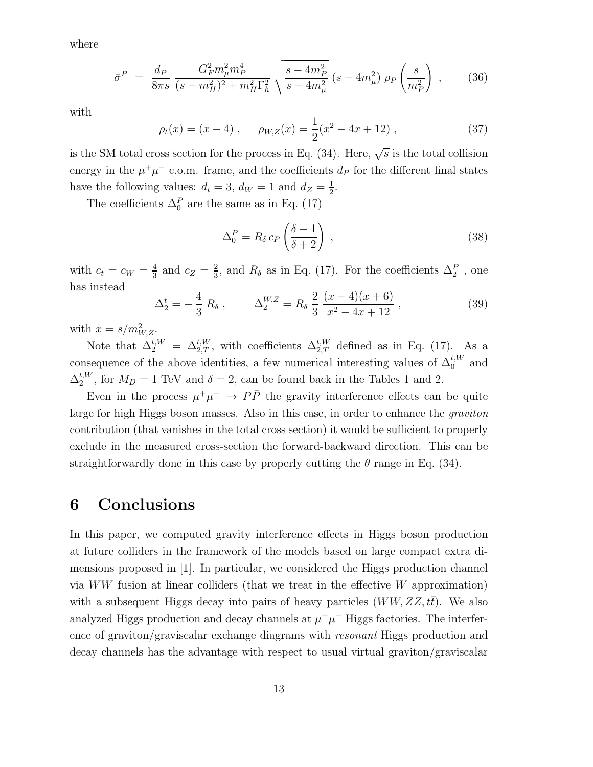where

$$
\bar{\sigma}^P \;=\; \frac{d_P}{8\pi s}\,\frac{G_F^2 m_\mu^2 m_P^4}{(s-m_H^2)^2+m_H^2\Gamma_h^2}\,\sqrt{\frac{s-4m_P^2}{s-4m_\mu^2}}\,(s-4m_\mu^2)\;\rho_P\left(\frac{s}{m_P^2}\right)\;, \tag{36}
$$

with

$$
\rho_t(x) = (x-4)\;, \qquad \rho_{W,Z}(x) = \frac{1}{2}(x^2-4x+12)\;, \tag{37}
$$

is the SM total cross section for the process in Eq. (34). Here, $\sqrt{s}$ is the total collision energy in the $\mu^+\mu^-$ c.o.m. frame, and the coefficients $d_P$ for the different final states have the following values: $d_t = 3$, $d_W = 1$ and $d_Z = \frac{1}{2}$.

The coefficients $\Delta_0^P$ are the same as in Eq. (17)

$$
\Delta_0^P = R_\delta\, c_P\left(\frac{\delta-1}{\delta+2}\right)\;, \tag{38}
$$

with $c_t = c_W = \frac{4}{3}$ and $c_Z = \frac{2}{3}$, and $R_\delta$ as in Eq. (17). For the coefficients $\Delta_2^P$ , one has instead

$$
\Delta_2^t = -\,\frac{4}{3}\,R_\delta\;, \qquad \Delta_2^{W,Z} = R_\delta\,\frac{2}{3}\,\frac{(x-4)(x+6)}{x^2-4x+12}\;, \tag{39}
$$

with $x = s/m_{W,Z}^2$.

Note that $\Delta_2^{t,W} = \Delta_{2,T}^{t,W}$, with coefficients $\Delta_{2,T}^{t,W}$ defined as in Eq. (17). As a consequence of the above identities, a few numerical interesting values of $\Delta_0^{t,W}$ and $\Delta_2^{t,W}$, for $M_D = 1$ TeV and $\delta = 2$, can be found back in the Tables 1 and 2.

Even in the process $\mu^+\mu^- \to P\bar{P}$ the gravity interference effects can be quite large for high Higgs boson masses. Also in this case, in order to enhance the *graviton* contribution (that vanishes in the total cross section) it would be sufficient to properly exclude in the measured cross-section the forward-backward direction. This can be straightforwardly done in this case by properly cutting the $\theta$ range in Eq. (34).

# 6 Conclusions

In this paper, we computed gravity interference effects in Higgs boson production at future colliders in the framework of the models based on large compact extra dimensions proposed in [1]. In particular, we considered the Higgs production channel via $WW$ fusion at linear colliders (that we treat in the effective $W$ approximation) with a subsequent Higgs decay into pairs of heavy particles ($WW, ZZ, t\bar{t}$). We also analyzed Higgs production and decay channels at $\mu^+\mu^-$ Higgs factories. The interference of graviton/graviscalar exchange diagrams with *resonant* Higgs production and decay channels has the advantage with respect to usual virtual graviton/graviscalar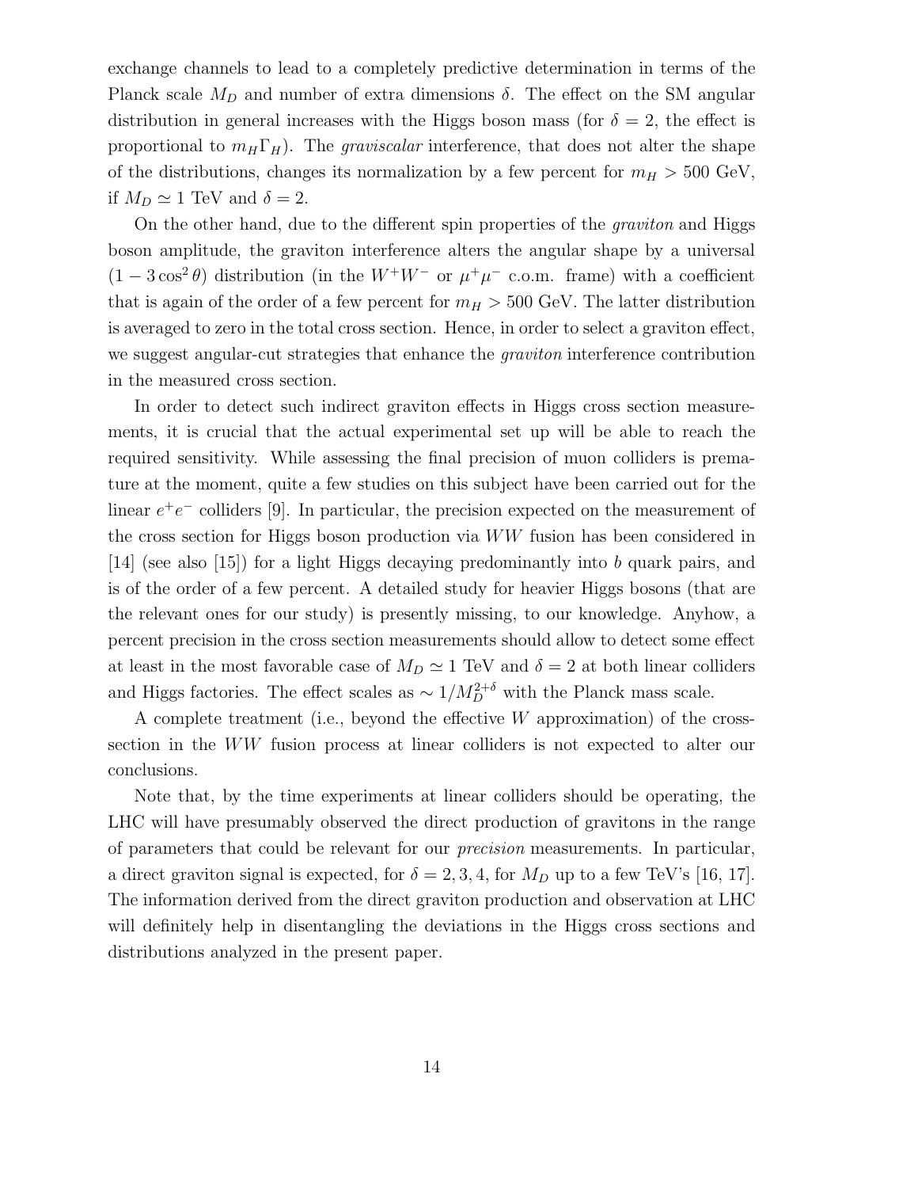exchange channels to lead to a completely predictive determination in terms of the Planck scale $M_D$ and number of extra dimensions $\delta$. The effect on the SM angular distribution in general increases with the Higgs boson mass (for $\delta = 2$, the effect is proportional to $m_H \Gamma_H$). The *graviscalar* interference, that does not alter the shape of the distributions, changes its normalization by a few percent for $m_H > 500$ GeV, if $M_D \simeq 1$ TeV and $\delta = 2$.

On the other hand, due to the different spin properties of the *graviton* and Higgs boson amplitude, the graviton interference alters the angular shape by a universal $(1 - 3\cos^2\theta)$ distribution (in the $W^+W^-$ or $\mu^+\mu^-$ c.o.m. frame) with a coefficient that is again of the order of a few percent for $m_H > 500$ GeV. The latter distribution is averaged to zero in the total cross section. Hence, in order to select a graviton effect, we suggest angular-cut strategies that enhance the *graviton* interference contribution in the measured cross section.

In order to detect such indirect graviton effects in Higgs cross section measurements, it is crucial that the actual experimental set up will be able to reach the required sensitivity. While assessing the final precision of muon colliders is premature at the moment, quite a few studies on this subject have been carried out for the linear $e^+e^-$ colliders [9]. In particular, the precision expected on the measurement of the cross section for Higgs boson production via $WW$ fusion has been considered in [14] (see also [15]) for a light Higgs decaying predominantly into $b$ quark pairs, and is of the order of a few percent. A detailed study for heavier Higgs bosons (that are the relevant ones for our study) is presently missing, to our knowledge. Anyhow, a percent precision in the cross section measurements should allow to detect some effect at least in the most favorable case of $M_D \simeq 1$ TeV and $\delta = 2$ at both linear colliders and Higgs factories. The effect scales as $\sim 1/M_D^{2+\delta}$ with the Planck mass scale.

A complete treatment (i.e., beyond the effective $W$ approximation) of the cross-section in the $WW$ fusion process at linear colliders is not expected to alter our conclusions.

Note that, by the time experiments at linear colliders should be operating, the LHC will have presumably observed the direct production of gravitons in the range of parameters that could be relevant for our *precision* measurements. In particular, a direct graviton signal is expected, for $\delta = 2, 3, 4$, for $M_D$ up to a few TeV's [16, 17]. The information derived from the direct graviton production and observation at LHC will definitely help in disentangling the deviations in the Higgs cross sections and distributions analyzed in the present paper.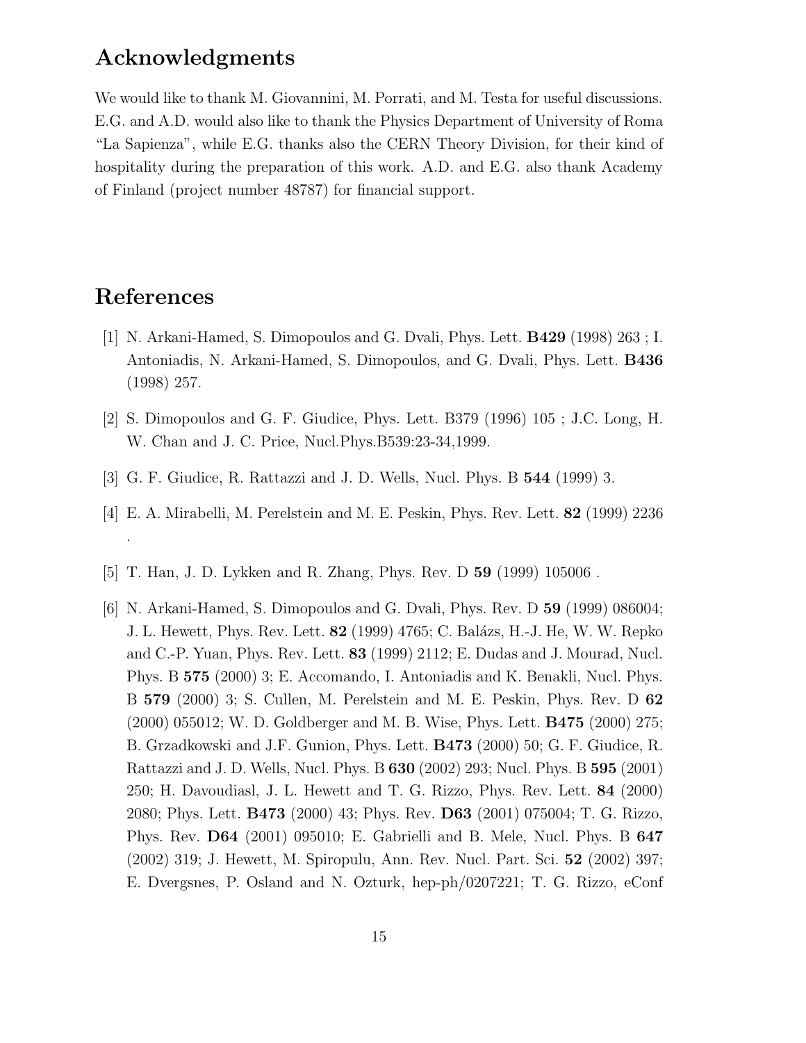## Acknowledgments

We would like to thank M. Giovannini, M. Porrati, and M. Testa for useful discussions. E.G. and A.D. would also like to thank the Physics Department of University of Roma "La Sapienza", while E.G. thanks also the CERN Theory Division, for their kind of hospitality during the preparation of this work. A.D. and E.G. also thank Academy of Finland (project number 48787) for financial support.

## References

[1] N. Arkani-Hamed, S. Dimopoulos and G. Dvali, Phys. Lett. **B429** (1998) 263 ; I. Antoniadis, N. Arkani-Hamed, S. Dimopoulos, and G. Dvali, Phys. Lett. **B436** (1998) 257.

[2] S. Dimopoulos and G. F. Giudice, Phys. Lett. B379 (1996) 105 ; J.C. Long, H. W. Chan and J. C. Price, Nucl.Phys.B539:23-34,1999.

[3] G. F. Giudice, R. Rattazzi and J. D. Wells, Nucl. Phys. B **544** (1999) 3.

[4] E. A. Mirabelli, M. Perelstein and M. E. Peskin, Phys. Rev. Lett. **82** (1999) 2236 .

[5] T. Han, J. D. Lykken and R. Zhang, Phys. Rev. D **59** (1999) 105006 .

[6] N. Arkani-Hamed, S. Dimopoulos and G. Dvali, Phys. Rev. D **59** (1999) 086004; J. L. Hewett, Phys. Rev. Lett. **82** (1999) 4765; C. Balázs, H.-J. He, W. W. Repko and C.-P. Yuan, Phys. Rev. Lett. **83** (1999) 2112; E. Dudas and J. Mourad, Nucl. Phys. B **575** (2000) 3; E. Accomando, I. Antoniadis and K. Benakli, Nucl. Phys. B **579** (2000) 3; S. Cullen, M. Perelstein and M. E. Peskin, Phys. Rev. D **62** (2000) 055012; W. D. Goldberger and M. B. Wise, Phys. Lett. **B475** (2000) 275; B. Grzadkowski and J.F. Gunion, Phys. Lett. **B473** (2000) 50; G. F. Giudice, R. Rattazzi and J. D. Wells, Nucl. Phys. B **630** (2002) 293; Nucl. Phys. B **595** (2001) 250; H. Davoudiasl, J. L. Hewett and T. G. Rizzo, Phys. Rev. Lett. **84** (2000) 2080; Phys. Lett. **B473** (2000) 43; Phys. Rev. **D63** (2001) 075004; T. G. Rizzo, Phys. Rev. **D64** (2001) 095010; E. Gabrielli and B. Mele, Nucl. Phys. B **647** (2002) 319; J. Hewett, M. Spiropulu, Ann. Rev. Nucl. Part. Sci. **52** (2002) 397; E. Dvergsnes, P. Osland and N. Ozturk, hep-ph/0207221; T. G. Rizzo, eConf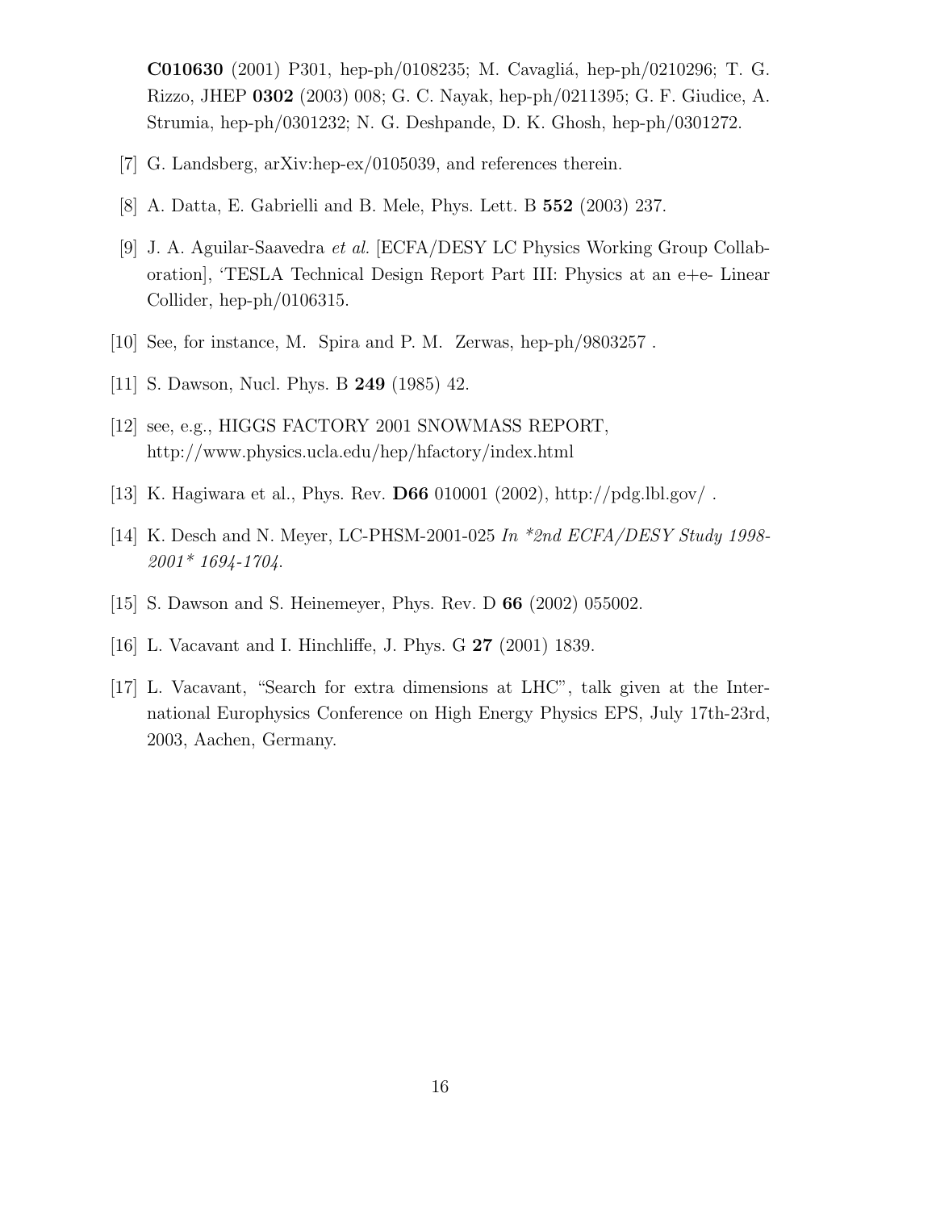**C010630** (2001) P301, hep-ph/0108235; M. Cavagliá, hep-ph/0210296; T. G. Rizzo, JHEP **0302** (2003) 008; G. C. Nayak, hep-ph/0211395; G. F. Giudice, A. Strumia, hep-ph/0301232; N. G. Deshpande, D. K. Ghosh, hep-ph/0301272.

[7] G. Landsberg, arXiv:hep-ex/0105039, and references therein.

[8] A. Datta, E. Gabrielli and B. Mele, Phys. Lett. B **552** (2003) 237.

[9] J. A. Aguilar-Saavedra *et al.* [ECFA/DESY LC Physics Working Group Collaboration], 'TESLA Technical Design Report Part III: Physics at an e+e- Linear Collider, hep-ph/0106315.

[10] See, for instance, M. Spira and P. M. Zerwas, hep-ph/9803257 .

[11] S. Dawson, Nucl. Phys. B **249** (1985) 42.

[12] see, e.g., HIGGS FACTORY 2001 SNOWMASS REPORT, http://www.physics.ucla.edu/hep/hfactory/index.html

[13] K. Hagiwara et al., Phys. Rev. **D66** 010001 (2002), http://pdg.lbl.gov/ .

[14] K. Desch and N. Meyer, LC-PHSM-2001-025 *In *2nd ECFA/DESY Study 1998-2001* 1694-1704.*

[15] S. Dawson and S. Heinemeyer, Phys. Rev. D **66** (2002) 055002.

[16] L. Vacavant and I. Hinchliffe, J. Phys. G **27** (2001) 1839.

[17] L. Vacavant, "Search for extra dimensions at LHC", talk given at the International Europhysics Conference on High Energy Physics EPS, July 17th-23rd, 2003, Aachen, Germany.